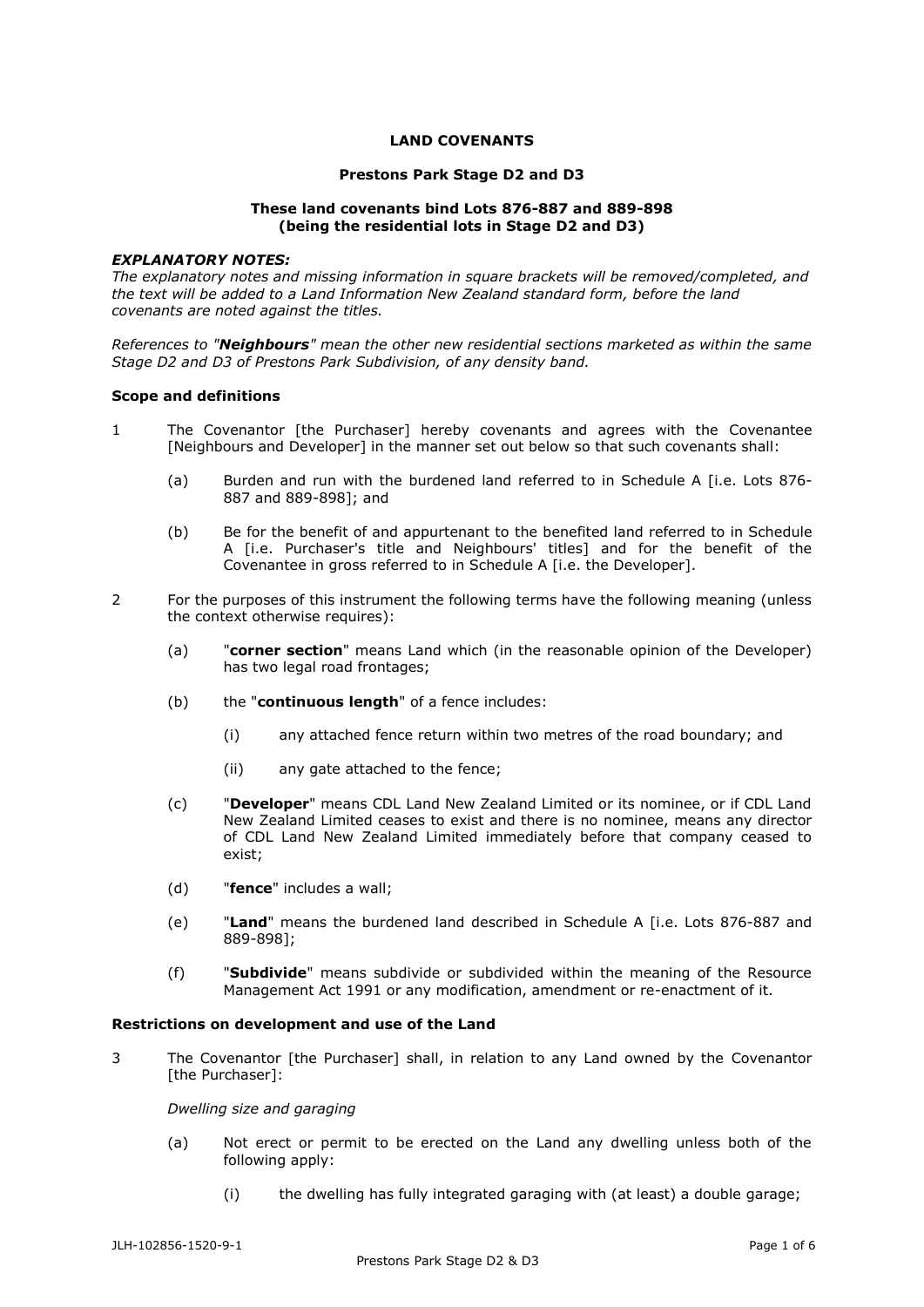**LAND COVENANTS**

**Prestons Park Stage D2 and D3**

**These land covenants bind Lots 876-887 and 889-898 (being the residential lots in Stage D2 and D3)**

***EXPLANATORY NOTES:***

*The explanatory notes and missing information in square brackets will be removed/completed, and the text will be added to a Land Information New Zealand standard form, before the land covenants are noted against the titles.*

*References to "**Neighbours**" mean the other new residential sections marketed as within the same Stage D2 and D3 of Prestons Park Subdivision, of any density band.*

**Scope and definitions**

1 The Covenantor [the Purchaser] hereby covenants and agrees with the Covenantee [Neighbours and Developer] in the manner set out below so that such covenants shall:

   (a) Burden and run with the burdened land referred to in Schedule A [i.e. Lots 876-887 and 889-898]; and

   (b) Be for the benefit of and appurtenant to the benefited land referred to in Schedule A [i.e. Purchaser's title and Neighbours' titles] and for the benefit of the Covenantee in gross referred to in Schedule A [i.e. the Developer].

2 For the purposes of this instrument the following terms have the following meaning (unless the context otherwise requires):

   (a) "**corner section**" means Land which (in the reasonable opinion of the Developer) has two legal road frontages;

   (b) the "**continuous length**" of a fence includes:

      (i) any attached fence return within two metres of the road boundary; and

      (ii) any gate attached to the fence;

   (c) "**Developer**" means CDL Land New Zealand Limited or its nominee, or if CDL Land New Zealand Limited ceases to exist and there is no nominee, means any director of CDL Land New Zealand Limited immediately before that company ceased to exist;

   (d) "**fence**" includes a wall;

   (e) "**Land**" means the burdened land described in Schedule A [i.e. Lots 876-887 and 889-898];

   (f) "**Subdivide**" means subdivide or subdivided within the meaning of the Resource Management Act 1991 or any modification, amendment or re-enactment of it.

**Restrictions on development and use of the Land**

3 The Covenantor [the Purchaser] shall, in relation to any Land owned by the Covenantor [the Purchaser]:

*Dwelling size and garaging*

   (a) Not erect or permit to be erected on the Land any dwelling unless both of the following apply:

      (i) the dwelling has fully integrated garaging with (at least) a double garage;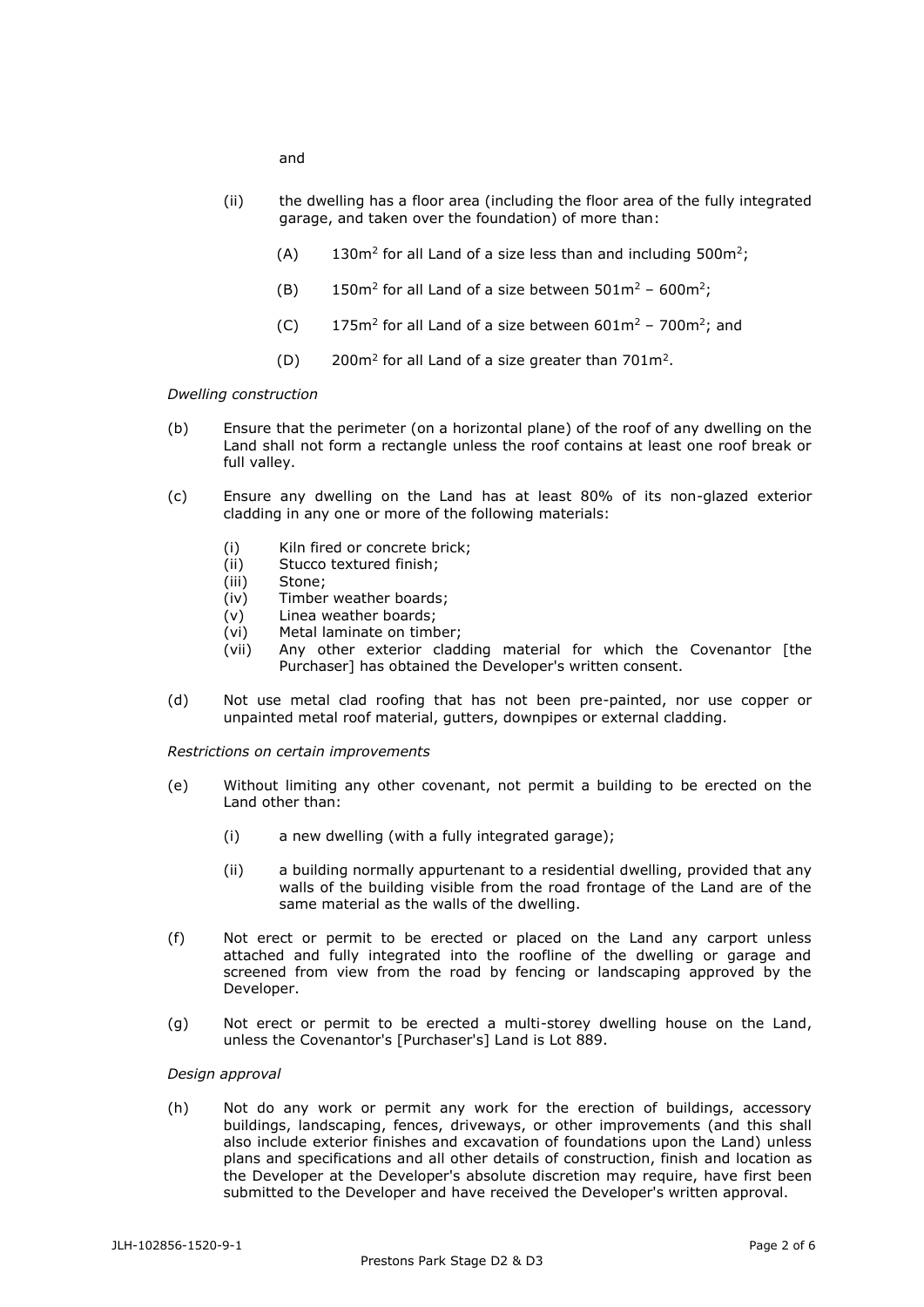and

(ii) the dwelling has a floor area (including the floor area of the fully integrated garage, and taken over the foundation) of more than:

(A) 130m$^2$ for all Land of a size less than and including 500m$^2$;

(B) 150m$^2$ for all Land of a size between 501m$^2$ – 600m$^2$;

(C) 175m$^2$ for all Land of a size between 601m$^2$ – 700m$^2$; and

(D) 200m$^2$ for all Land of a size greater than 701m$^2$.

*Dwelling construction*

(b) Ensure that the perimeter (on a horizontal plane) of the roof of any dwelling on the Land shall not form a rectangle unless the roof contains at least one roof break or full valley.

(c) Ensure any dwelling on the Land has at least 80% of its non-glazed exterior cladding in any one or more of the following materials:

(i) Kiln fired or concrete brick;
(ii) Stucco textured finish;
(iii) Stone;
(iv) Timber weather boards;
(v) Linea weather boards;
(vi) Metal laminate on timber;
(vii) Any other exterior cladding material for which the Covenantor [the Purchaser] has obtained the Developer's written consent.

(d) Not use metal clad roofing that has not been pre-painted, nor use copper or unpainted metal roof material, gutters, downpipes or external cladding.

*Restrictions on certain improvements*

(e) Without limiting any other covenant, not permit a building to be erected on the Land other than:

(i) a new dwelling (with a fully integrated garage);

(ii) a building normally appurtenant to a residential dwelling, provided that any walls of the building visible from the road frontage of the Land are of the same material as the walls of the dwelling.

(f) Not erect or permit to be erected or placed on the Land any carport unless attached and fully integrated into the roofline of the dwelling or garage and screened from view from the road by fencing or landscaping approved by the Developer.

(g) Not erect or permit to be erected a multi-storey dwelling house on the Land, unless the Covenantor's [Purchaser's] Land is Lot 889.

*Design approval*

(h) Not do any work or permit any work for the erection of buildings, accessory buildings, landscaping, fences, driveways, or other improvements (and this shall also include exterior finishes and excavation of foundations upon the Land) unless plans and specifications and all other details of construction, finish and location as the Developer at the Developer's absolute discretion may require, have first been submitted to the Developer and have received the Developer's written approval.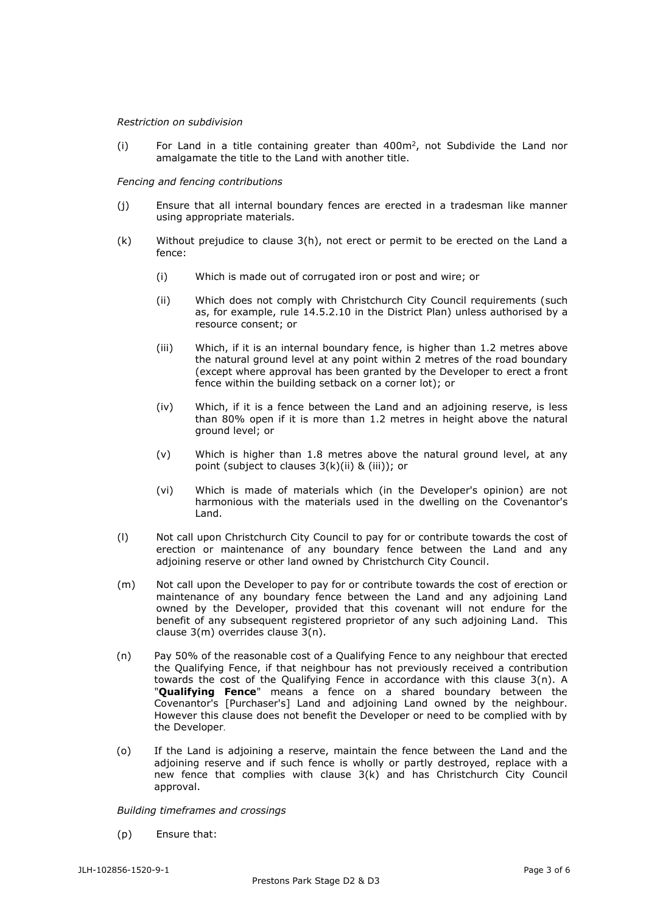*Restriction on subdivision*

(i) For Land in a title containing greater than $400m^2$, not Subdivide the Land nor amalgamate the title to the Land with another title.

*Fencing and fencing contributions*

(j) Ensure that all internal boundary fences are erected in a tradesman like manner using appropriate materials.

(k) Without prejudice to clause 3(h), not erect or permit to be erected on the Land a fence:

  (i) Which is made out of corrugated iron or post and wire; or

  (ii) Which does not comply with Christchurch City Council requirements (such as, for example, rule 14.5.2.10 in the District Plan) unless authorised by a resource consent; or

  (iii) Which, if it is an internal boundary fence, is higher than 1.2 metres above the natural ground level at any point within 2 metres of the road boundary (except where approval has been granted by the Developer to erect a front fence within the building setback on a corner lot); or

  (iv) Which, if it is a fence between the Land and an adjoining reserve, is less than 80% open if it is more than 1.2 metres in height above the natural ground level; or

  (v) Which is higher than 1.8 metres above the natural ground level, at any point (subject to clauses 3(k)(ii) & (iii)); or

  (vi) Which is made of materials which (in the Developer's opinion) are not harmonious with the materials used in the dwelling on the Covenantor's Land.

(l) Not call upon Christchurch City Council to pay for or contribute towards the cost of erection or maintenance of any boundary fence between the Land and any adjoining reserve or other land owned by Christchurch City Council.

(m) Not call upon the Developer to pay for or contribute towards the cost of erection or maintenance of any boundary fence between the Land and any adjoining Land owned by the Developer, provided that this covenant will not endure for the benefit of any subsequent registered proprietor of any such adjoining Land. This clause 3(m) overrides clause 3(n).

(n) Pay 50% of the reasonable cost of a Qualifying Fence to any neighbour that erected the Qualifying Fence, if that neighbour has not previously received a contribution towards the cost of the Qualifying Fence in accordance with this clause 3(n). A "**Qualifying Fence**" means a fence on a shared boundary between the Covenantor's [Purchaser's] Land and adjoining Land owned by the neighbour. However this clause does not benefit the Developer or need to be complied with by the Developer.

(o) If the Land is adjoining a reserve, maintain the fence between the Land and the adjoining reserve and if such fence is wholly or partly destroyed, replace with a new fence that complies with clause 3(k) and has Christchurch City Council approval.

*Building timeframes and crossings*

(p) Ensure that: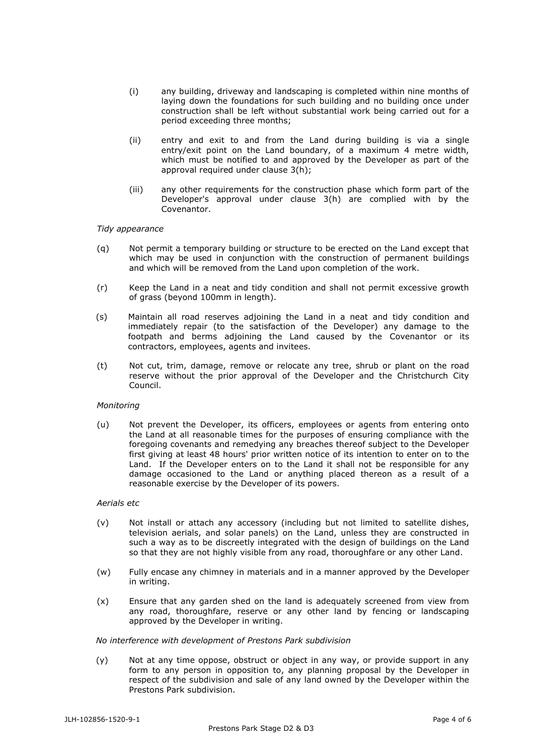(i) any building, driveway and landscaping is completed within nine months of laying down the foundations for such building and no building once under construction shall be left without substantial work being carried out for a period exceeding three months;

(ii) entry and exit to and from the Land during building is via a single entry/exit point on the Land boundary, of a maximum 4 metre width, which must be notified to and approved by the Developer as part of the approval required under clause 3(h);

(iii) any other requirements for the construction phase which form part of the Developer's approval under clause 3(h) are complied with by the Covenantor.

*Tidy appearance*

(q) Not permit a temporary building or structure to be erected on the Land except that which may be used in conjunction with the construction of permanent buildings and which will be removed from the Land upon completion of the work.

(r) Keep the Land in a neat and tidy condition and shall not permit excessive growth of grass (beyond 100mm in length).

(s) Maintain all road reserves adjoining the Land in a neat and tidy condition and immediately repair (to the satisfaction of the Developer) any damage to the footpath and berms adjoining the Land caused by the Covenantor or its contractors, employees, agents and invitees.

(t) Not cut, trim, damage, remove or relocate any tree, shrub or plant on the road reserve without the prior approval of the Developer and the Christchurch City Council.

*Monitoring*

(u) Not prevent the Developer, its officers, employees or agents from entering onto the Land at all reasonable times for the purposes of ensuring compliance with the foregoing covenants and remedying any breaches thereof subject to the Developer first giving at least 48 hours' prior written notice of its intention to enter on to the Land. If the Developer enters on to the Land it shall not be responsible for any damage occasioned to the Land or anything placed thereon as a result of a reasonable exercise by the Developer of its powers.

*Aerials etc*

(v) Not install or attach any accessory (including but not limited to satellite dishes, television aerials, and solar panels) on the Land, unless they are constructed in such a way as to be discreetly integrated with the design of buildings on the Land so that they are not highly visible from any road, thoroughfare or any other Land.

(w) Fully encase any chimney in materials and in a manner approved by the Developer in writing.

(x) Ensure that any garden shed on the land is adequately screened from view from any road, thoroughfare, reserve or any other land by fencing or landscaping approved by the Developer in writing.

*No interference with development of Prestons Park subdivision*

(y) Not at any time oppose, obstruct or object in any way, or provide support in any form to any person in opposition to, any planning proposal by the Developer in respect of the subdivision and sale of any land owned by the Developer within the Prestons Park subdivision.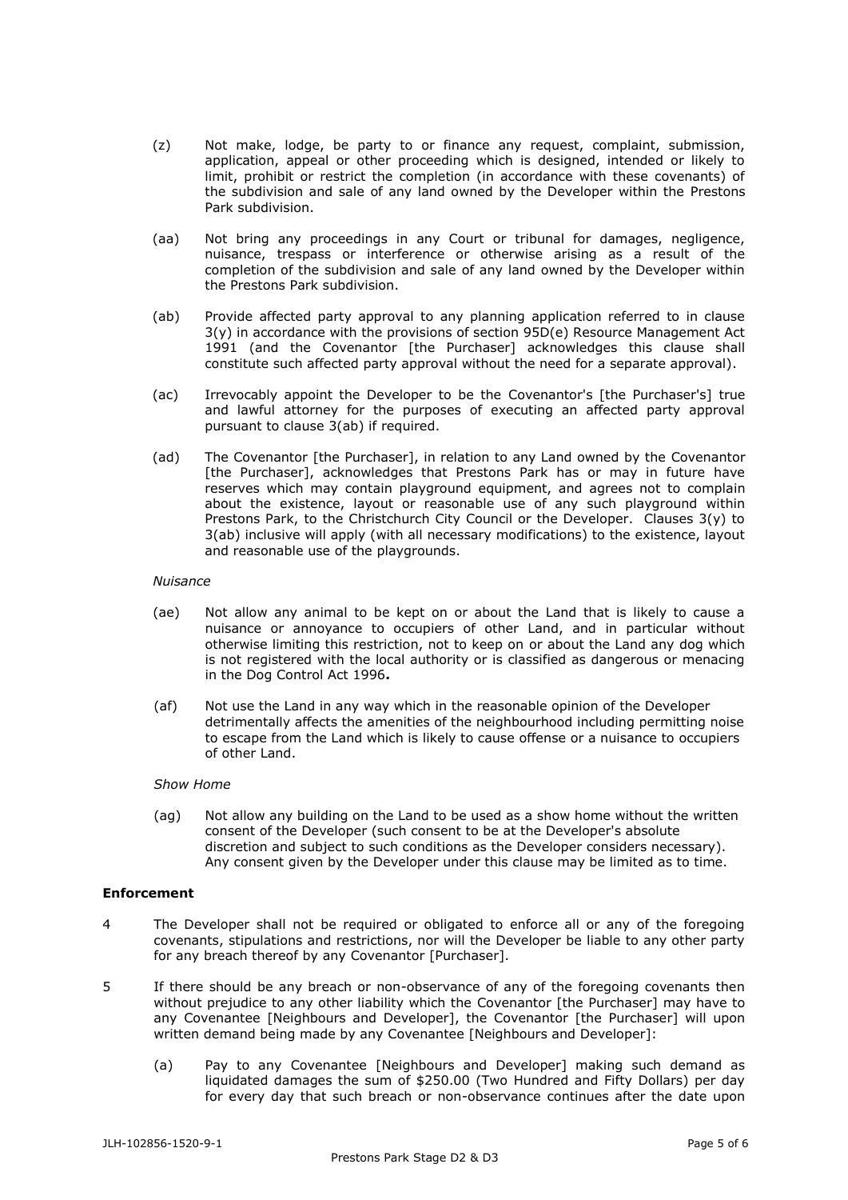(z) Not make, lodge, be party to or finance any request, complaint, submission, application, appeal or other proceeding which is designed, intended or likely to limit, prohibit or restrict the completion (in accordance with these covenants) of the subdivision and sale of any land owned by the Developer within the Prestons Park subdivision.

(aa) Not bring any proceedings in any Court or tribunal for damages, negligence, nuisance, trespass or interference or otherwise arising as a result of the completion of the subdivision and sale of any land owned by the Developer within the Prestons Park subdivision.

(ab) Provide affected party approval to any planning application referred to in clause 3(y) in accordance with the provisions of section 95D(e) Resource Management Act 1991 (and the Covenantor [the Purchaser] acknowledges this clause shall constitute such affected party approval without the need for a separate approval).

(ac) Irrevocably appoint the Developer to be the Covenantor's [the Purchaser's] true and lawful attorney for the purposes of executing an affected party approval pursuant to clause 3(ab) if required.

(ad) The Covenantor [the Purchaser], in relation to any Land owned by the Covenantor [the Purchaser], acknowledges that Prestons Park has or may in future have reserves which may contain playground equipment, and agrees not to complain about the existence, layout or reasonable use of any such playground within Prestons Park, to the Christchurch City Council or the Developer. Clauses 3(y) to 3(ab) inclusive will apply (with all necessary modifications) to the existence, layout and reasonable use of the playgrounds.

*Nuisance*

(ae) Not allow any animal to be kept on or about the Land that is likely to cause a nuisance or annoyance to occupiers of other Land, and in particular without otherwise limiting this restriction, not to keep on or about the Land any dog which is not registered with the local authority or is classified as dangerous or menacing in the Dog Control Act 1996**.**

(af) Not use the Land in any way which in the reasonable opinion of the Developer detrimentally affects the amenities of the neighbourhood including permitting noise to escape from the Land which is likely to cause offense or a nuisance to occupiers of other Land.

*Show Home*

(ag) Not allow any building on the Land to be used as a show home without the written consent of the Developer (such consent to be at the Developer's absolute discretion and subject to such conditions as the Developer considers necessary). Any consent given by the Developer under this clause may be limited as to time.

**Enforcement**

4 The Developer shall not be required or obligated to enforce all or any of the foregoing covenants, stipulations and restrictions, nor will the Developer be liable to any other party for any breach thereof by any Covenantor [Purchaser].

5 If there should be any breach or non-observance of any of the foregoing covenants then without prejudice to any other liability which the Covenantor [the Purchaser] may have to any Covenantee [Neighbours and Developer], the Covenantor [the Purchaser] will upon written demand being made by any Covenantee [Neighbours and Developer]:

(a) Pay to any Covenantee [Neighbours and Developer] making such demand as liquidated damages the sum of $250.00 (Two Hundred and Fifty Dollars) per day for every day that such breach or non-observance continues after the date upon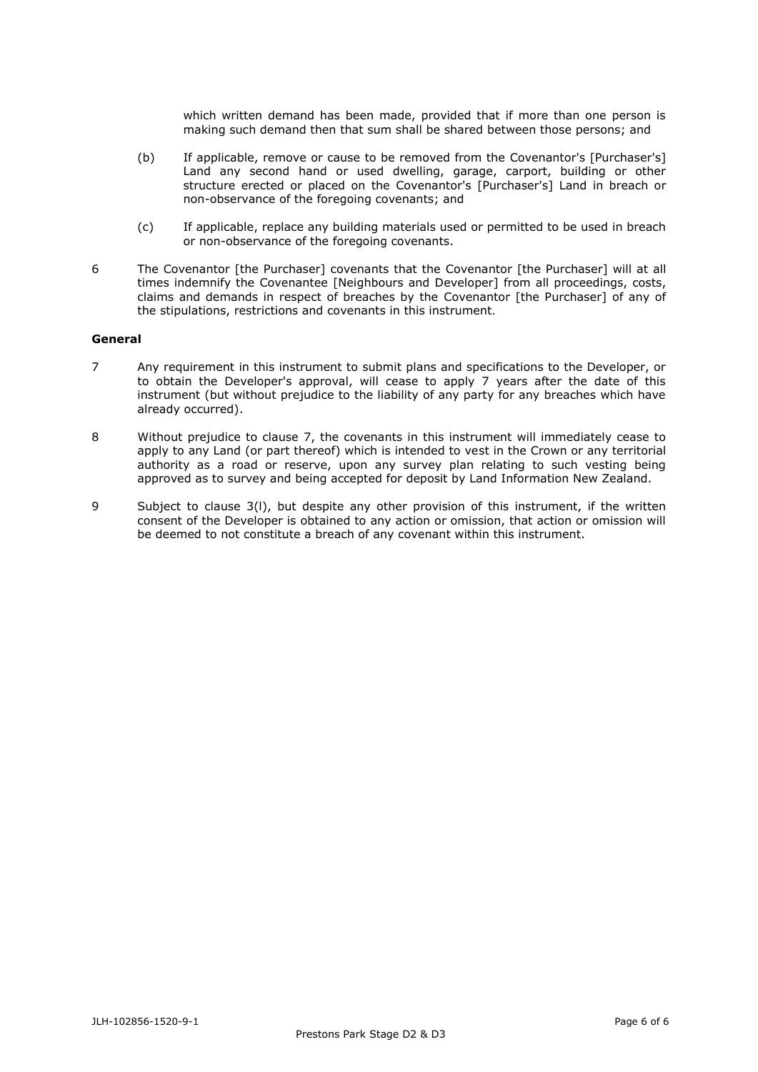which written demand has been made, provided that if more than one person is making such demand then that sum shall be shared between those persons; and

(b) If applicable, remove or cause to be removed from the Covenantor's [Purchaser's] Land any second hand or used dwelling, garage, carport, building or other structure erected or placed on the Covenantor's [Purchaser's] Land in breach or non-observance of the foregoing covenants; and

(c) If applicable, replace any building materials used or permitted to be used in breach or non-observance of the foregoing covenants.

6 The Covenantor [the Purchaser] covenants that the Covenantor [the Purchaser] will at all times indemnify the Covenantee [Neighbours and Developer] from all proceedings, costs, claims and demands in respect of breaches by the Covenantor [the Purchaser] of any of the stipulations, restrictions and covenants in this instrument.

**General**

7 Any requirement in this instrument to submit plans and specifications to the Developer, or to obtain the Developer's approval, will cease to apply 7 years after the date of this instrument (but without prejudice to the liability of any party for any breaches which have already occurred).

8 Without prejudice to clause 7, the covenants in this instrument will immediately cease to apply to any Land (or part thereof) which is intended to vest in the Crown or any territorial authority as a road or reserve, upon any survey plan relating to such vesting being approved as to survey and being accepted for deposit by Land Information New Zealand.

9 Subject to clause 3(l), but despite any other provision of this instrument, if the written consent of the Developer is obtained to any action or omission, that action or omission will be deemed to not constitute a breach of any covenant within this instrument.